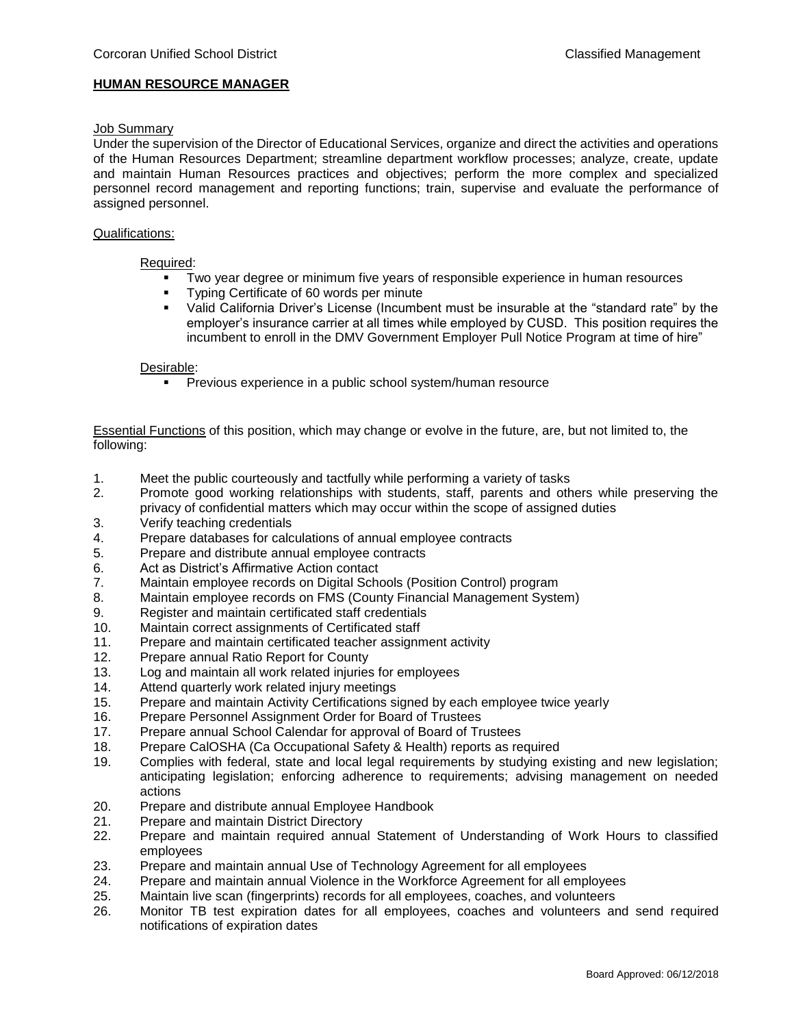Corcoran Unified School District | Classified Management

# HUMAN RESOURCE MANAGER

## Job Summary

Under the supervision of the Director of Educational Services, organize and direct the activities and operations of the Human Resources Department; streamline department workflow processes; analyze, create, update and maintain Human Resources practices and objectives; perform the more complex and specialized personnel record management and reporting functions; train, supervise and evaluate the performance of assigned personnel.

## Qualifications:

### Required:

- Two year degree or minimum five years of responsible experience in human resources
- Typing Certificate of 60 words per minute
- Valid California Driver's License (Incumbent must be insurable at the "standard rate" by the employer's insurance carrier at all times while employed by CUSD. This position requires the incumbent to enroll in the DMV Government Employer Pull Notice Program at time of hire"

### Desirable:

- Previous experience in a public school system/human resource

Essential Functions of this position, which may change or evolve in the future, are, but not limited to, the following:

1. Meet the public courteously and tactfully while performing a variety of tasks
2. Promote good working relationships with students, staff, parents and others while preserving the privacy of confidential matters which may occur within the scope of assigned duties
3. Verify teaching credentials
4. Prepare databases for calculations of annual employee contracts
5. Prepare and distribute annual employee contracts
6. Act as District's Affirmative Action contact
7. Maintain employee records on Digital Schools (Position Control) program
8. Maintain employee records on FMS (County Financial Management System)
9. Register and maintain certificated staff credentials
10. Maintain correct assignments of Certificated staff
11. Prepare and maintain certificated teacher assignment activity
12. Prepare annual Ratio Report for County
13. Log and maintain all work related injuries for employees
14. Attend quarterly work related injury meetings
15. Prepare and maintain Activity Certifications signed by each employee twice yearly
16. Prepare Personnel Assignment Order for Board of Trustees
17. Prepare annual School Calendar for approval of Board of Trustees
18. Prepare CalOSHA (Ca Occupational Safety & Health) reports as required
19. Complies with federal, state and local legal requirements by studying existing and new legislation; anticipating legislation; enforcing adherence to requirements; advising management on needed actions
20. Prepare and distribute annual Employee Handbook
21. Prepare and maintain District Directory
22. Prepare and maintain required annual Statement of Understanding of Work Hours to classified employees
23. Prepare and maintain annual Use of Technology Agreement for all employees
24. Prepare and maintain annual Violence in the Workforce Agreement for all employees
25. Maintain live scan (fingerprints) records for all employees, coaches, and volunteers
26. Monitor TB test expiration dates for all employees, coaches and volunteers and send required notifications of expiration dates

Board Approved: 06/12/2018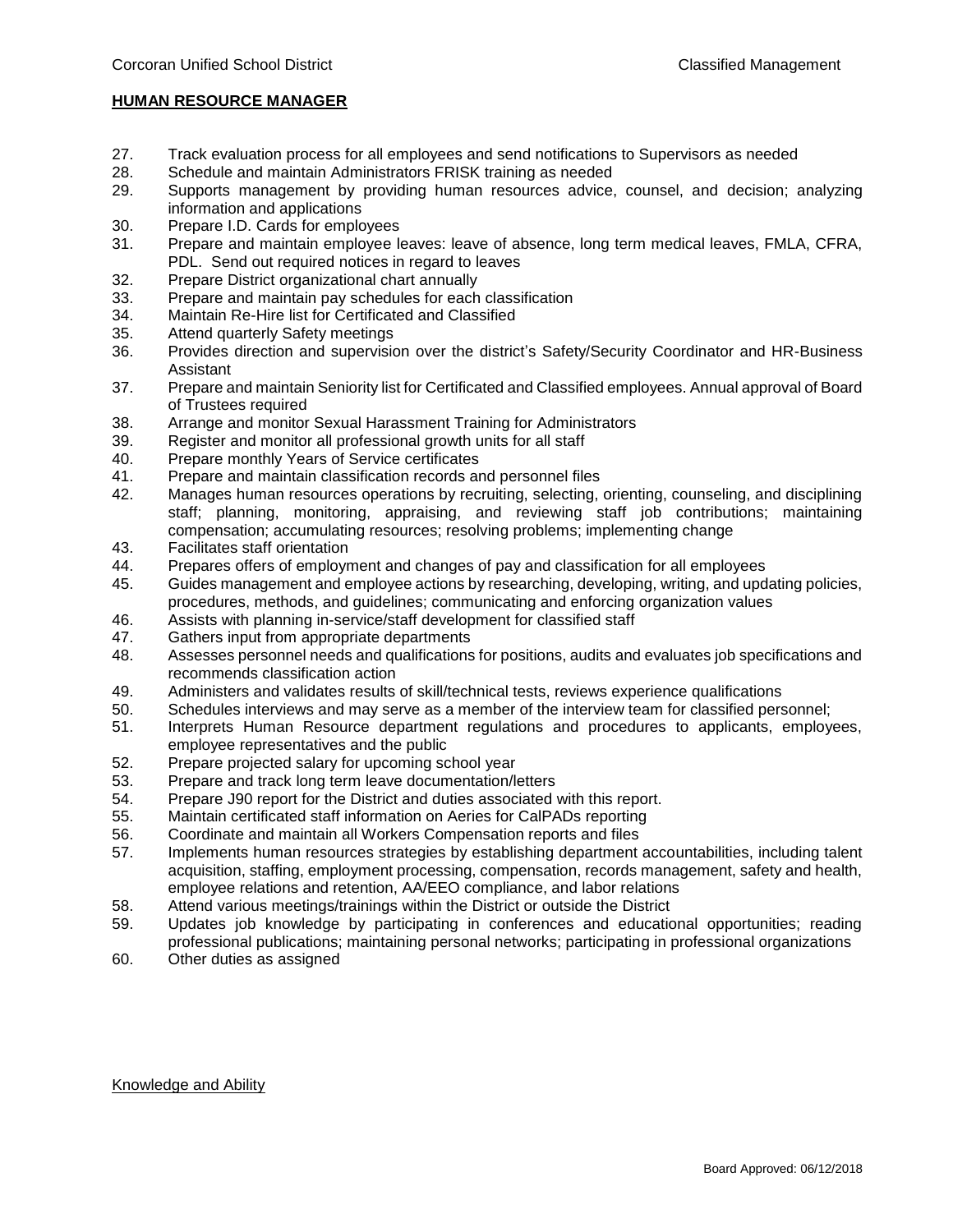**HUMAN RESOURCE MANAGER**

27. Track evaluation process for all employees and send notifications to Supervisors as needed
28. Schedule and maintain Administrators FRISK training as needed
29. Supports management by providing human resources advice, counsel, and decision; analyzing information and applications
30. Prepare I.D. Cards for employees
31. Prepare and maintain employee leaves: leave of absence, long term medical leaves, FMLA, CFRA, PDL. Send out required notices in regard to leaves
32. Prepare District organizational chart annually
33. Prepare and maintain pay schedules for each classification
34. Maintain Re-Hire list for Certificated and Classified
35. Attend quarterly Safety meetings
36. Provides direction and supervision over the district's Safety/Security Coordinator and HR-Business Assistant
37. Prepare and maintain Seniority list for Certificated and Classified employees. Annual approval of Board of Trustees required
38. Arrange and monitor Sexual Harassment Training for Administrators
39. Register and monitor all professional growth units for all staff
40. Prepare monthly Years of Service certificates
41. Prepare and maintain classification records and personnel files
42. Manages human resources operations by recruiting, selecting, orienting, counseling, and disciplining staff; planning, monitoring, appraising, and reviewing staff job contributions; maintaining compensation; accumulating resources; resolving problems; implementing change
43. Facilitates staff orientation
44. Prepares offers of employment and changes of pay and classification for all employees
45. Guides management and employee actions by researching, developing, writing, and updating policies, procedures, methods, and guidelines; communicating and enforcing organization values
46. Assists with planning in-service/staff development for classified staff
47. Gathers input from appropriate departments
48. Assesses personnel needs and qualifications for positions, audits and evaluates job specifications and recommends classification action
49. Administers and validates results of skill/technical tests, reviews experience qualifications
50. Schedules interviews and may serve as a member of the interview team for classified personnel;
51. Interprets Human Resource department regulations and procedures to applicants, employees, employee representatives and the public
52. Prepare projected salary for upcoming school year
53. Prepare and track long term leave documentation/letters
54. Prepare J90 report for the District and duties associated with this report.
55. Maintain certificated staff information on Aeries for CalPADs reporting
56. Coordinate and maintain all Workers Compensation reports and files
57. Implements human resources strategies by establishing department accountabilities, including talent acquisition, staffing, employment processing, compensation, records management, safety and health, employee relations and retention, AA/EEO compliance, and labor relations
58. Attend various meetings/trainings within the District or outside the District
59. Updates job knowledge by participating in conferences and educational opportunities; reading professional publications; maintaining personal networks; participating in professional organizations
60. Other duties as assigned

Knowledge and Ability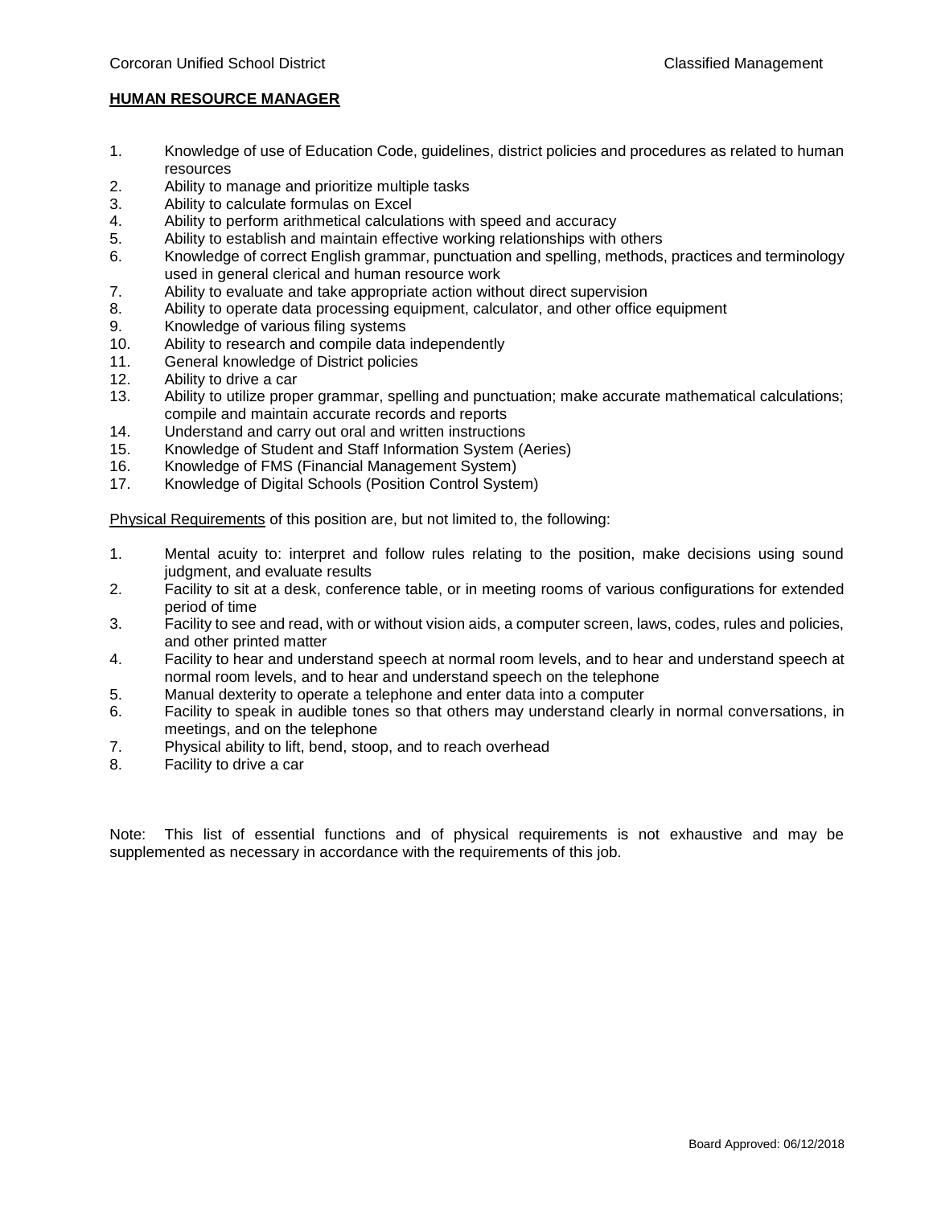**HUMAN RESOURCE MANAGER**

1. Knowledge of use of Education Code, guidelines, district policies and procedures as related to human resources
2. Ability to manage and prioritize multiple tasks
3. Ability to calculate formulas on Excel
4. Ability to perform arithmetical calculations with speed and accuracy
5. Ability to establish and maintain effective working relationships with others
6. Knowledge of correct English grammar, punctuation and spelling, methods, practices and terminology used in general clerical and human resource work
7. Ability to evaluate and take appropriate action without direct supervision
8. Ability to operate data processing equipment, calculator, and other office equipment
9. Knowledge of various filing systems
10. Ability to research and compile data independently
11. General knowledge of District policies
12. Ability to drive a car
13. Ability to utilize proper grammar, spelling and punctuation; make accurate mathematical calculations; compile and maintain accurate records and reports
14. Understand and carry out oral and written instructions
15. Knowledge of Student and Staff Information System (Aeries)
16. Knowledge of FMS (Financial Management System)
17. Knowledge of Digital Schools (Position Control System)

Physical Requirements of this position are, but not limited to, the following:

1. Mental acuity to: interpret and follow rules relating to the position, make decisions using sound judgment, and evaluate results
2. Facility to sit at a desk, conference table, or in meeting rooms of various configurations for extended period of time
3. Facility to see and read, with or without vision aids, a computer screen, laws, codes, rules and policies, and other printed matter
4. Facility to hear and understand speech at normal room levels, and to hear and understand speech at normal room levels, and to hear and understand speech on the telephone
5. Manual dexterity to operate a telephone and enter data into a computer
6. Facility to speak in audible tones so that others may understand clearly in normal conversations, in meetings, and on the telephone
7. Physical ability to lift, bend, stoop, and to reach overhead
8. Facility to drive a car

Note: This list of essential functions and of physical requirements is not exhaustive and may be supplemented as necessary in accordance with the requirements of this job.

Board Approved: 06/12/2018